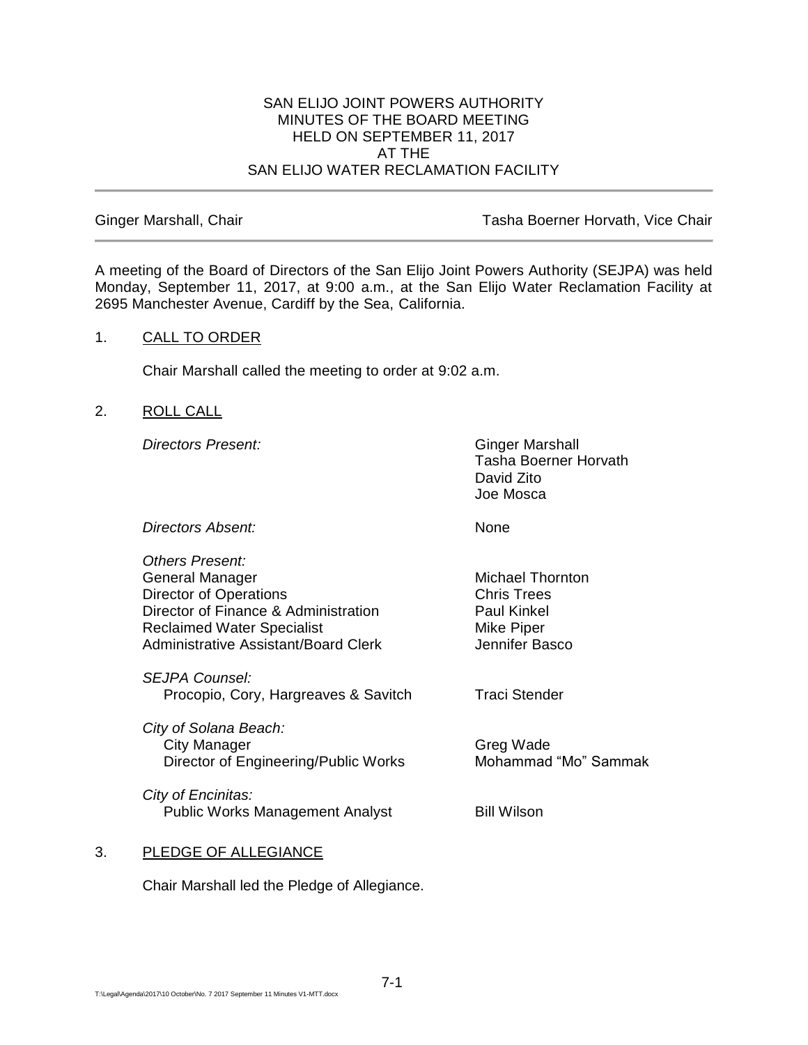# SAN ELIJO JOINT POWERS AUTHORITY
## MINUTES OF THE BOARD MEETING
## HELD ON SEPTEMBER 11, 2017
## AT THE
## SAN ELIJO WATER RECLAMATION FACILITY

Ginger Marshall, Chair — Tasha Boerner Horvath, Vice Chair

A meeting of the Board of Directors of the San Elijo Joint Powers Authority (SEJPA) was held Monday, September 11, 2017, at 9:00 a.m., at the San Elijo Water Reclamation Facility at 2695 Manchester Avenue, Cardiff by the Sea, California.

1. CALL TO ORDER

   Chair Marshall called the meeting to order at 9:02 a.m.

2. ROLL CALL

| | |
|---|---|
| *Directors Present:* | Ginger Marshall<br>Tasha Boerner Horvath<br>David Zito<br>Joe Mosca |
| *Directors Absent:* | None |
| *Others Present:* | |
| General Manager | Michael Thornton |
| Director of Operations | Chris Trees |
| Director of Finance & Administration | Paul Kinkel |
| Reclaimed Water Specialist | Mike Piper |
| Administrative Assistant/Board Clerk | Jennifer Basco |
| *SEJPA Counsel:* | |
| Procopio, Cory, Hargreaves & Savitch | Traci Stender |
| *City of Solana Beach:* | |
| City Manager | Greg Wade |
| Director of Engineering/Public Works | Mohammad "Mo" Sammak |
| *City of Encinitas:* | |
| Public Works Management Analyst | Bill Wilson |

3. PLEDGE OF ALLEGIANCE

   Chair Marshall led the Pledge of Allegiance.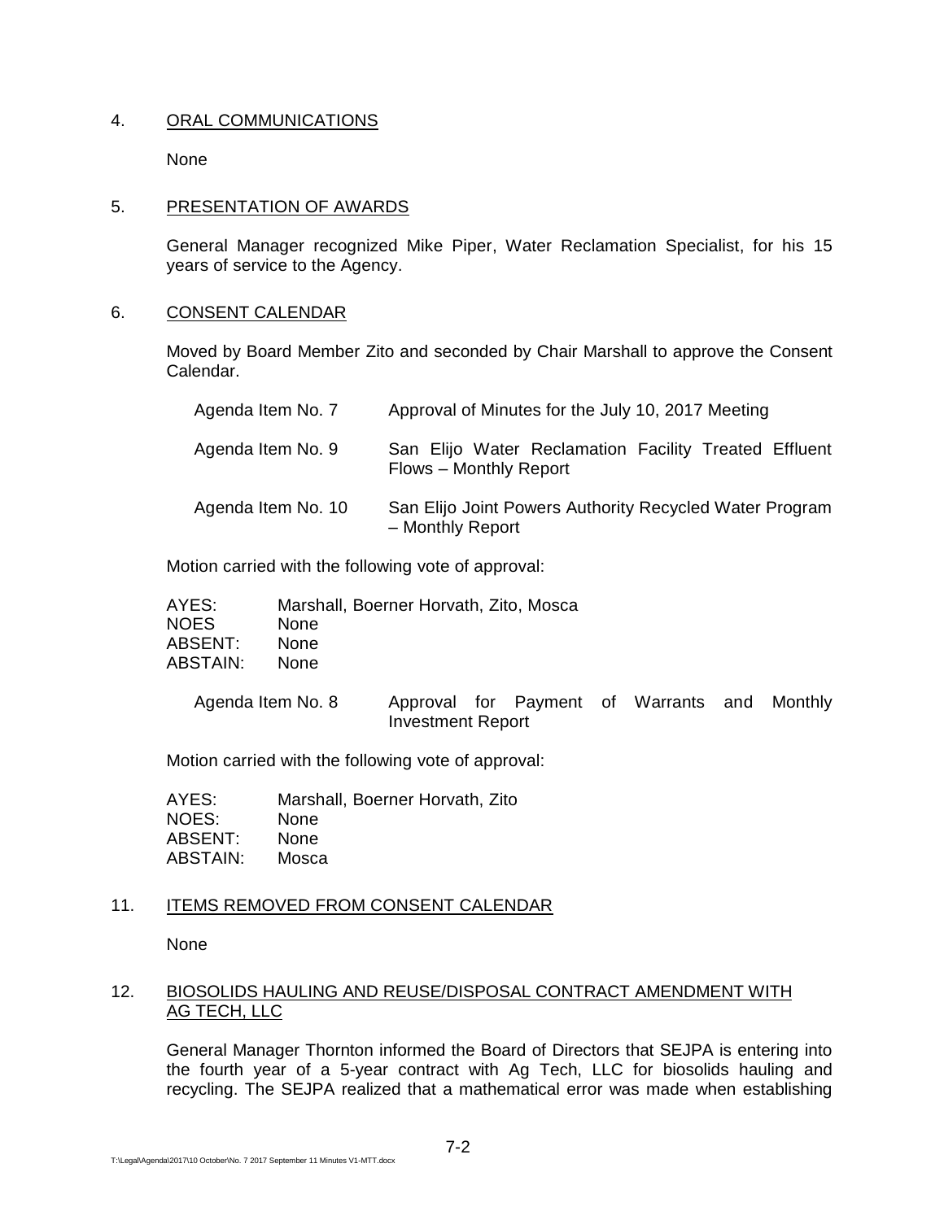## 4. ORAL COMMUNICATIONS

None

## 5. PRESENTATION OF AWARDS

General Manager recognized Mike Piper, Water Reclamation Specialist, for his 15 years of service to the Agency.

## 6. CONSENT CALENDAR

Moved by Board Member Zito and seconded by Chair Marshall to approve the Consent Calendar.

| | |
|---|---|
| Agenda Item No. 7 | Approval of Minutes for the July 10, 2017 Meeting |
| Agenda Item No. 9 | San Elijo Water Reclamation Facility Treated Effluent Flows – Monthly Report |
| Agenda Item No. 10 | San Elijo Joint Powers Authority Recycled Water Program – Monthly Report |

Motion carried with the following vote of approval:

| | |
|---|---|
| AYES: | Marshall, Boerner Horvath, Zito, Mosca |
| NOES | None |
| ABSENT: | None |
| ABSTAIN: | None |

| | |
|---|---|
| Agenda Item No. 8 | Approval for Payment of Warrants and Monthly Investment Report |

Motion carried with the following vote of approval:

| | |
|---|---|
| AYES: | Marshall, Boerner Horvath, Zito |
| NOES: | None |
| ABSENT: | None |
| ABSTAIN: | Mosca |

## 11. ITEMS REMOVED FROM CONSENT CALENDAR

None

## 12. BIOSOLIDS HAULING AND REUSE/DISPOSAL CONTRACT AMENDMENT WITH AG TECH, LLC

General Manager Thornton informed the Board of Directors that SEJPA is entering into the fourth year of a 5-year contract with Ag Tech, LLC for biosolids hauling and recycling. The SEJPA realized that a mathematical error was made when establishing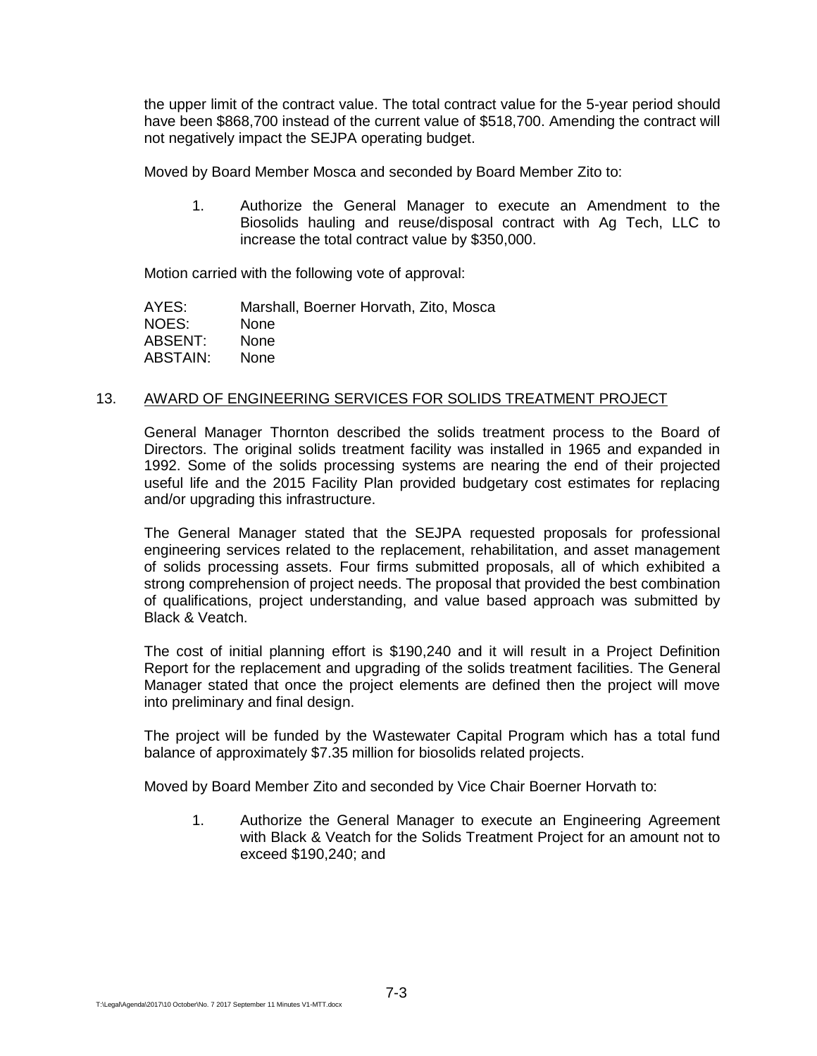the upper limit of the contract value. The total contract value for the 5-year period should have been $868,700 instead of the current value of $518,700. Amending the contract will not negatively impact the SEJPA operating budget.

Moved by Board Member Mosca and seconded by Board Member Zito to:

1. Authorize the General Manager to execute an Amendment to the Biosolids hauling and reuse/disposal contract with Ag Tech, LLC to increase the total contract value by $350,000.

Motion carried with the following vote of approval:

| | |
|---|---|
| AYES: | Marshall, Boerner Horvath, Zito, Mosca |
| NOES: | None |
| ABSENT: | None |
| ABSTAIN: | None |

13. AWARD OF ENGINEERING SERVICES FOR SOLIDS TREATMENT PROJECT

General Manager Thornton described the solids treatment process to the Board of Directors. The original solids treatment facility was installed in 1965 and expanded in 1992. Some of the solids processing systems are nearing the end of their projected useful life and the 2015 Facility Plan provided budgetary cost estimates for replacing and/or upgrading this infrastructure.

The General Manager stated that the SEJPA requested proposals for professional engineering services related to the replacement, rehabilitation, and asset management of solids processing assets. Four firms submitted proposals, all of which exhibited a strong comprehension of project needs. The proposal that provided the best combination of qualifications, project understanding, and value based approach was submitted by Black & Veatch.

The cost of initial planning effort is $190,240 and it will result in a Project Definition Report for the replacement and upgrading of the solids treatment facilities. The General Manager stated that once the project elements are defined then the project will move into preliminary and final design.

The project will be funded by the Wastewater Capital Program which has a total fund balance of approximately $7.35 million for biosolids related projects.

Moved by Board Member Zito and seconded by Vice Chair Boerner Horvath to:

1. Authorize the General Manager to execute an Engineering Agreement with Black & Veatch for the Solids Treatment Project for an amount not to exceed $190,240; and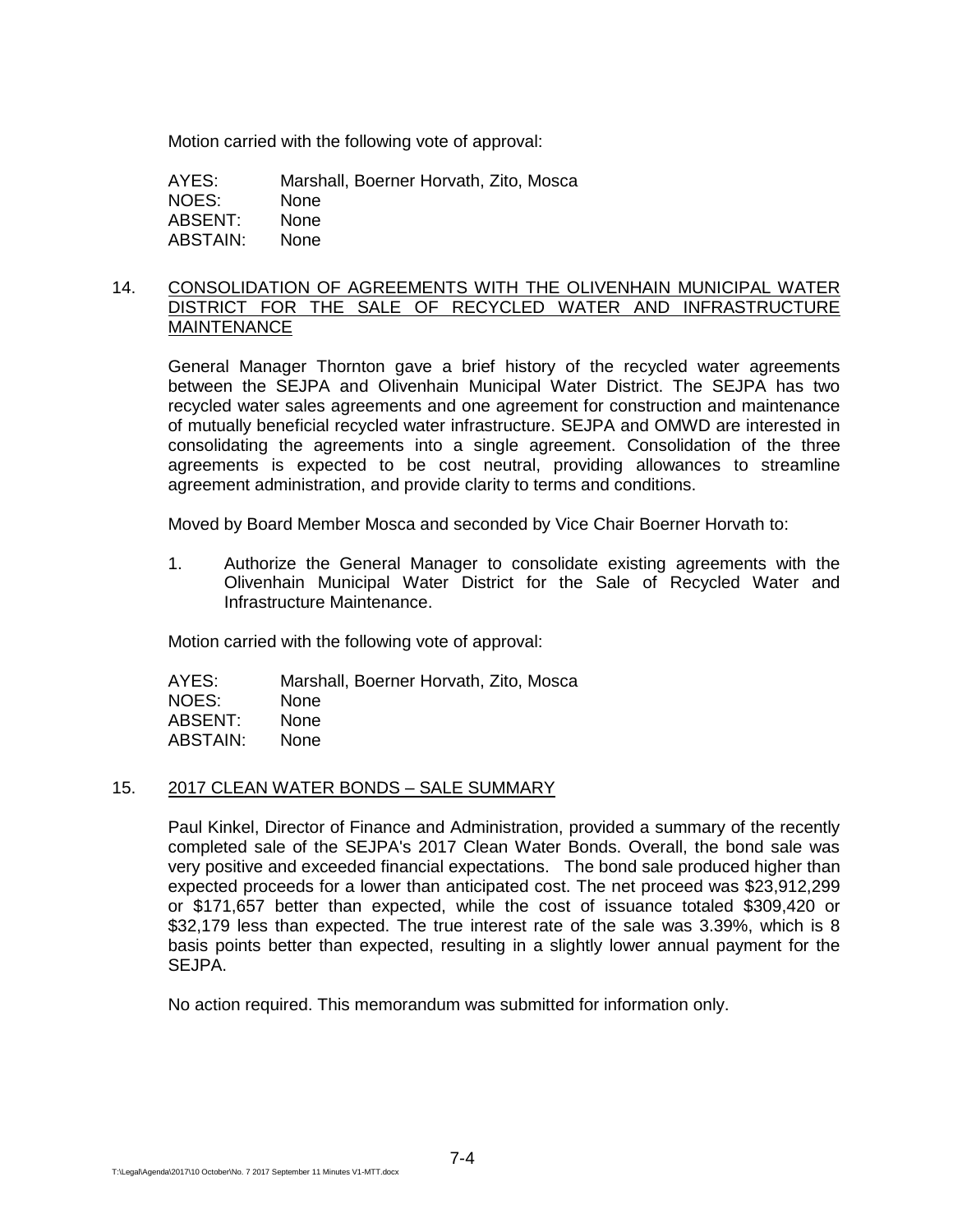Motion carried with the following vote of approval:

| | |
|---|---|
| AYES: | Marshall, Boerner Horvath, Zito, Mosca |
| NOES: | None |
| ABSENT: | None |
| ABSTAIN: | None |

14. CONSOLIDATION OF AGREEMENTS WITH THE OLIVENHAIN MUNICIPAL WATER DISTRICT FOR THE SALE OF RECYCLED WATER AND INFRASTRUCTURE MAINTENANCE

General Manager Thornton gave a brief history of the recycled water agreements between the SEJPA and Olivenhain Municipal Water District. The SEJPA has two recycled water sales agreements and one agreement for construction and maintenance of mutually beneficial recycled water infrastructure. SEJPA and OMWD are interested in consolidating the agreements into a single agreement. Consolidation of the three agreements is expected to be cost neutral, providing allowances to streamline agreement administration, and provide clarity to terms and conditions.

Moved by Board Member Mosca and seconded by Vice Chair Boerner Horvath to:

1. Authorize the General Manager to consolidate existing agreements with the Olivenhain Municipal Water District for the Sale of Recycled Water and Infrastructure Maintenance.

Motion carried with the following vote of approval:

| | |
|---|---|
| AYES: | Marshall, Boerner Horvath, Zito, Mosca |
| NOES: | None |
| ABSENT: | None |
| ABSTAIN: | None |

15. 2017 CLEAN WATER BONDS – SALE SUMMARY

Paul Kinkel, Director of Finance and Administration, provided a summary of the recently completed sale of the SEJPA's 2017 Clean Water Bonds. Overall, the bond sale was very positive and exceeded financial expectations. The bond sale produced higher than expected proceeds for a lower than anticipated cost. The net proceed was $23,912,299 or $171,657 better than expected, while the cost of issuance totaled $309,420 or $32,179 less than expected. The true interest rate of the sale was 3.39%, which is 8 basis points better than expected, resulting in a slightly lower annual payment for the SEJPA.

No action required. This memorandum was submitted for information only.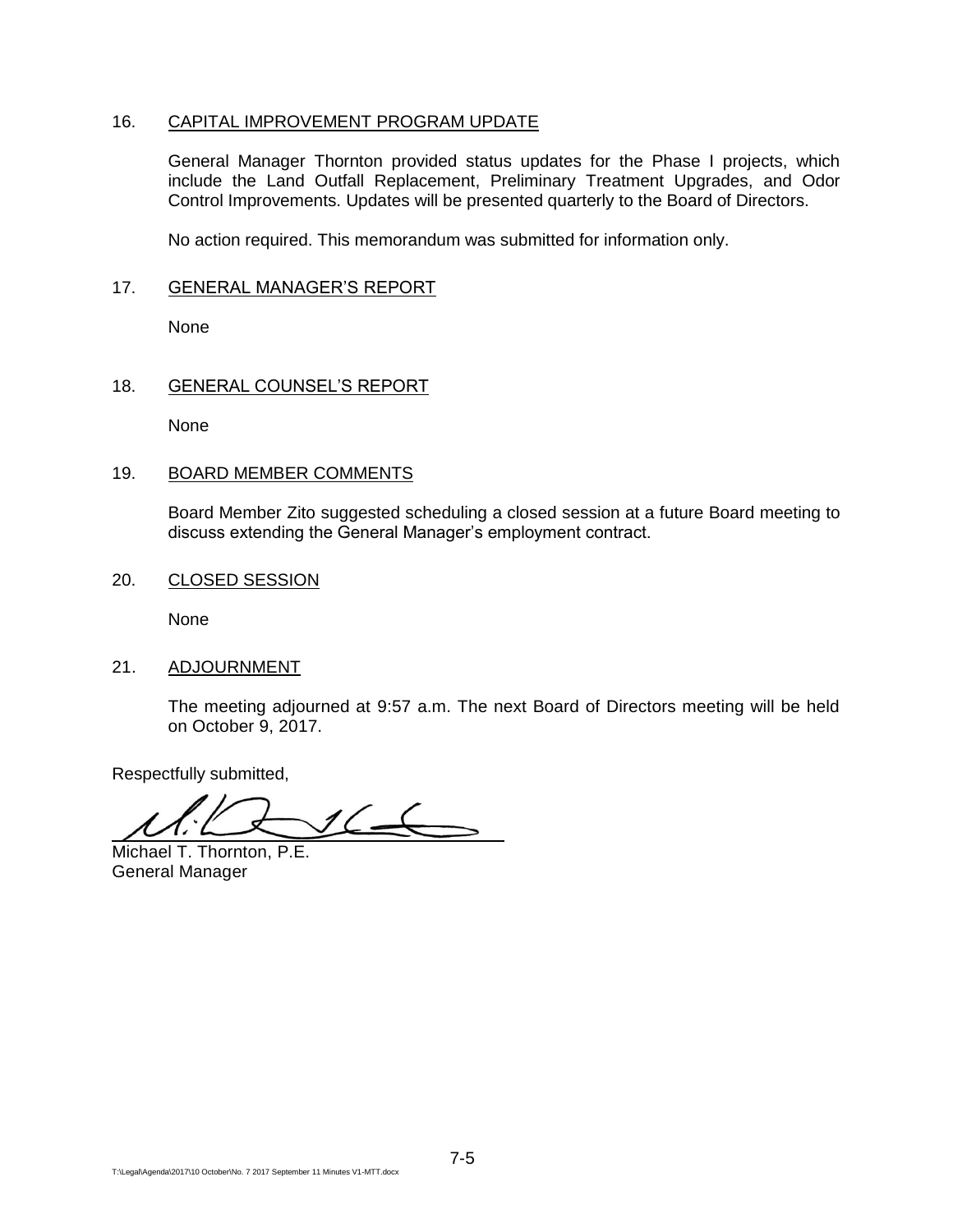16. CAPITAL IMPROVEMENT PROGRAM UPDATE

General Manager Thornton provided status updates for the Phase I projects, which include the Land Outfall Replacement, Preliminary Treatment Upgrades, and Odor Control Improvements. Updates will be presented quarterly to the Board of Directors.

No action required. This memorandum was submitted for information only.

17. GENERAL MANAGER'S REPORT

None

18. GENERAL COUNSEL'S REPORT

None

19. BOARD MEMBER COMMENTS

Board Member Zito suggested scheduling a closed session at a future Board meeting to discuss extending the General Manager's employment contract.

20. CLOSED SESSION

None

21. ADJOURNMENT

The meeting adjourned at 9:57 a.m. The next Board of Directors meeting will be held on October 9, 2017.

Respectfully submitted,

Michael T. Thornton, P.E.
General Manager

T:\Legal\Agenda\2017\10 October\No. 7 2017 September 11 Minutes V1-MTT.docx